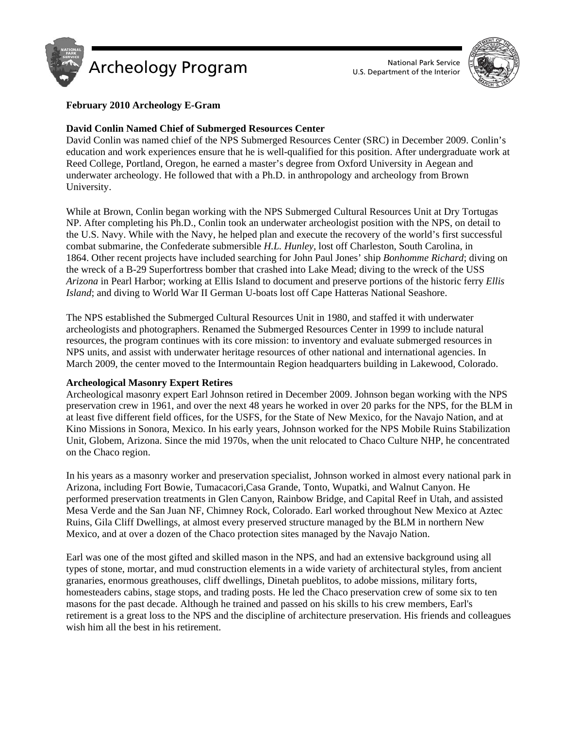Archeology Program

National Park Service
U.S. Department of the Interior

**February 2010 Archeology E-Gram**

**David Conlin Named Chief of Submerged Resources Center**

David Conlin was named chief of the NPS Submerged Resources Center (SRC) in December 2009. Conlin's education and work experiences ensure that he is well-qualified for this position. After undergraduate work at Reed College, Portland, Oregon, he earned a master's degree from Oxford University in Aegean and underwater archeology. He followed that with a Ph.D. in anthropology and archeology from Brown University.

While at Brown, Conlin began working with the NPS Submerged Cultural Resources Unit at Dry Tortugas NP. After completing his Ph.D., Conlin took an underwater archeologist position with the NPS, on detail to the U.S. Navy. While with the Navy, he helped plan and execute the recovery of the world's first successful combat submarine, the Confederate submersible *H.L. Hunley*, lost off Charleston, South Carolina, in 1864. Other recent projects have included searching for John Paul Jones' ship *Bonhomme Richard*; diving on the wreck of a B-29 Superfortress bomber that crashed into Lake Mead; diving to the wreck of the USS *Arizona* in Pearl Harbor; working at Ellis Island to document and preserve portions of the historic ferry *Ellis Island*; and diving to World War II German U-boats lost off Cape Hatteras National Seashore.

The NPS established the Submerged Cultural Resources Unit in 1980, and staffed it with underwater archeologists and photographers. Renamed the Submerged Resources Center in 1999 to include natural resources, the program continues with its core mission: to inventory and evaluate submerged resources in NPS units, and assist with underwater heritage resources of other national and international agencies. In March 2009, the center moved to the Intermountain Region headquarters building in Lakewood, Colorado.

**Archeological Masonry Expert Retires**

Archeological masonry expert Earl Johnson retired in December 2009. Johnson began working with the NPS preservation crew in 1961, and over the next 48 years he worked in over 20 parks for the NPS, for the BLM in at least five different field offices, for the USFS, for the State of New Mexico, for the Navajo Nation, and at Kino Missions in Sonora, Mexico. In his early years, Johnson worked for the NPS Mobile Ruins Stabilization Unit, Globem, Arizona. Since the mid 1970s, when the unit relocated to Chaco Culture NHP, he concentrated on the Chaco region.

In his years as a masonry worker and preservation specialist, Johnson worked in almost every national park in Arizona, including Fort Bowie, Tumacacori,Casa Grande, Tonto, Wupatki, and Walnut Canyon. He performed preservation treatments in Glen Canyon, Rainbow Bridge, and Capital Reef in Utah, and assisted Mesa Verde and the San Juan NF, Chimney Rock, Colorado. Earl worked throughout New Mexico at Aztec Ruins, Gila Cliff Dwellings, at almost every preserved structure managed by the BLM in northern New Mexico, and at over a dozen of the Chaco protection sites managed by the Navajo Nation.

Earl was one of the most gifted and skilled mason in the NPS, and had an extensive background using all types of stone, mortar, and mud construction elements in a wide variety of architectural styles, from ancient granaries, enormous greathouses, cliff dwellings, Dinetah pueblitos, to adobe missions, military forts, homesteaders cabins, stage stops, and trading posts. He led the Chaco preservation crew of some six to ten masons for the past decade. Although he trained and passed on his skills to his crew members, Earl's retirement is a great loss to the NPS and the discipline of architecture preservation. His friends and colleagues wish him all the best in his retirement.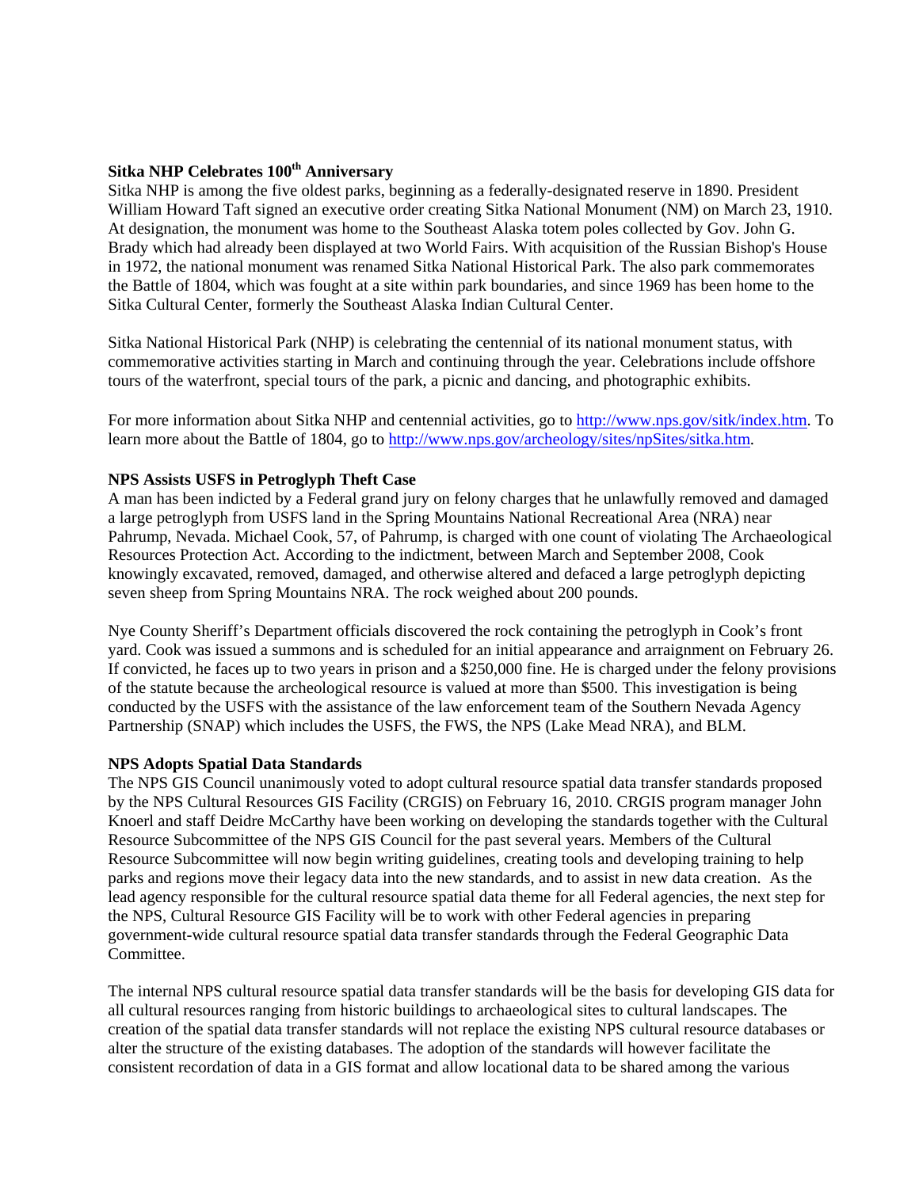### Sitka NHP Celebrates 100th Anniversary

Sitka NHP is among the five oldest parks, beginning as a federally-designated reserve in 1890. President William Howard Taft signed an executive order creating Sitka National Monument (NM) on March 23, 1910. At designation, the monument was home to the Southeast Alaska totem poles collected by Gov. John G. Brady which had already been displayed at two World Fairs. With acquisition of the Russian Bishop's House in 1972, the national monument was renamed Sitka National Historical Park. The also park commemorates the Battle of 1804, which was fought at a site within park boundaries, and since 1969 has been home to the Sitka Cultural Center, formerly the Southeast Alaska Indian Cultural Center.

Sitka National Historical Park (NHP) is celebrating the centennial of its national monument status, with commemorative activities starting in March and continuing through the year. Celebrations include offshore tours of the waterfront, special tours of the park, a picnic and dancing, and photographic exhibits.

For more information about Sitka NHP and centennial activities, go to [http://www.nps.gov/sitk/index.htm](http://www.nps.gov/sitk/index.htm). To learn more about the Battle of 1804, go to [http://www.nps.gov/archeology/sites/npSites/sitka.htm](http://www.nps.gov/archeology/sites/npSites/sitka.htm).

### NPS Assists USFS in Petroglyph Theft Case

A man has been indicted by a Federal grand jury on felony charges that he unlawfully removed and damaged a large petroglyph from USFS land in the Spring Mountains National Recreational Area (NRA) near Pahrump, Nevada. Michael Cook, 57, of Pahrump, is charged with one count of violating The Archaeological Resources Protection Act. According to the indictment, between March and September 2008, Cook knowingly excavated, removed, damaged, and otherwise altered and defaced a large petroglyph depicting seven sheep from Spring Mountains NRA. The rock weighed about 200 pounds.

Nye County Sheriff's Department officials discovered the rock containing the petroglyph in Cook's front yard. Cook was issued a summons and is scheduled for an initial appearance and arraignment on February 26. If convicted, he faces up to two years in prison and a $250,000 fine. He is charged under the felony provisions of the statute because the archeological resource is valued at more than $500. This investigation is being conducted by the USFS with the assistance of the law enforcement team of the Southern Nevada Agency Partnership (SNAP) which includes the USFS, the FWS, the NPS (Lake Mead NRA), and BLM.

### NPS Adopts Spatial Data Standards

The NPS GIS Council unanimously voted to adopt cultural resource spatial data transfer standards proposed by the NPS Cultural Resources GIS Facility (CRGIS) on February 16, 2010. CRGIS program manager John Knoerl and staff Deidre McCarthy have been working on developing the standards together with the Cultural Resource Subcommittee of the NPS GIS Council for the past several years. Members of the Cultural Resource Subcommittee will now begin writing guidelines, creating tools and developing training to help parks and regions move their legacy data into the new standards, and to assist in new data creation. As the lead agency responsible for the cultural resource spatial data theme for all Federal agencies, the next step for the NPS, Cultural Resource GIS Facility will be to work with other Federal agencies in preparing government-wide cultural resource spatial data transfer standards through the Federal Geographic Data Committee.

The internal NPS cultural resource spatial data transfer standards will be the basis for developing GIS data for all cultural resources ranging from historic buildings to archaeological sites to cultural landscapes. The creation of the spatial data transfer standards will not replace the existing NPS cultural resource databases or alter the structure of the existing databases. The adoption of the standards will however facilitate the consistent recordation of data in a GIS format and allow locational data to be shared among the various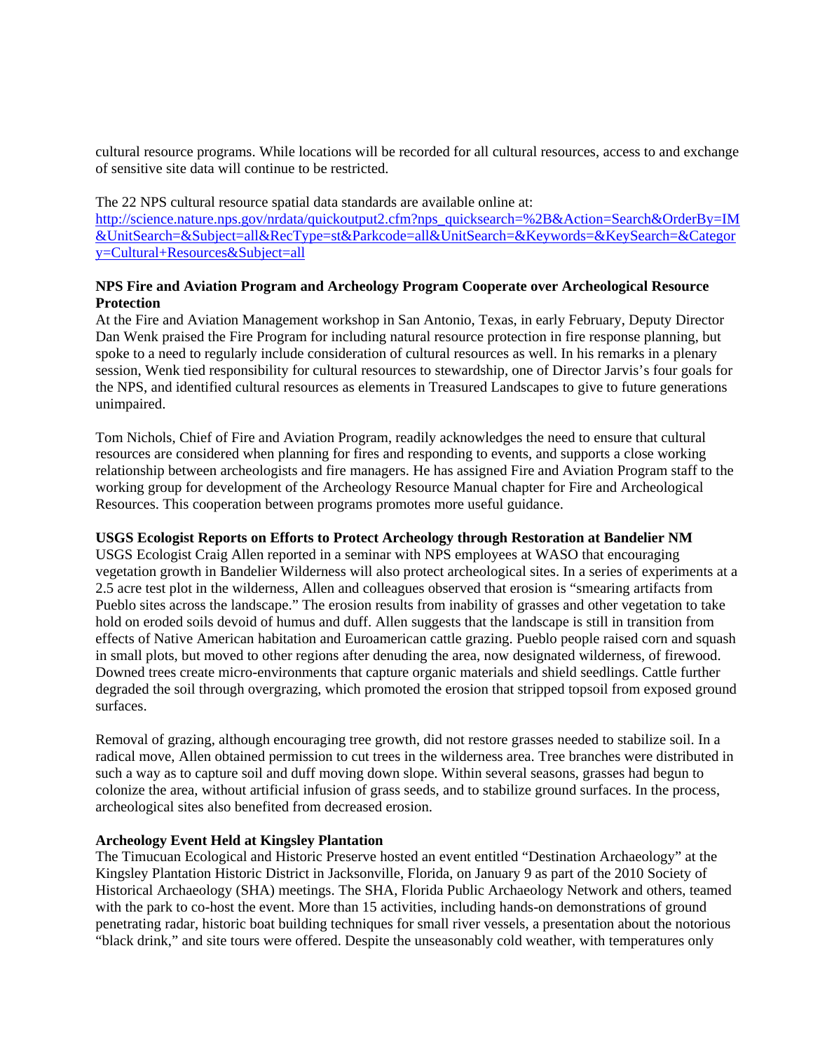cultural resource programs. While locations will be recorded for all cultural resources, access to and exchange of sensitive site data will continue to be restricted.

The 22 NPS cultural resource spatial data standards are available online at:
http://science.nature.nps.gov/nrdata/quickoutput2.cfm?nps_quicksearch=%2B&Action=Search&OrderBy=IM&UnitSearch=&Subject=all&RecType=st&Parkcode=all&UnitSearch=&Keywords=&KeySearch=&Category=Cultural+Resources&Subject=all

**NPS Fire and Aviation Program and Archeology Program Cooperate over Archeological Resource Protection**

At the Fire and Aviation Management workshop in San Antonio, Texas, in early February, Deputy Director Dan Wenk praised the Fire Program for including natural resource protection in fire response planning, but spoke to a need to regularly include consideration of cultural resources as well. In his remarks in a plenary session, Wenk tied responsibility for cultural resources to stewardship, one of Director Jarvis's four goals for the NPS, and identified cultural resources as elements in Treasured Landscapes to give to future generations unimpaired.

Tom Nichols, Chief of Fire and Aviation Program, readily acknowledges the need to ensure that cultural resources are considered when planning for fires and responding to events, and supports a close working relationship between archeologists and fire managers. He has assigned Fire and Aviation Program staff to the working group for development of the Archeology Resource Manual chapter for Fire and Archeological Resources. This cooperation between programs promotes more useful guidance.

**USGS Ecologist Reports on Efforts to Protect Archeology through Restoration at Bandelier NM**

USGS Ecologist Craig Allen reported in a seminar with NPS employees at WASO that encouraging vegetation growth in Bandelier Wilderness will also protect archeological sites. In a series of experiments at a 2.5 acre test plot in the wilderness, Allen and colleagues observed that erosion is "smearing artifacts from Pueblo sites across the landscape." The erosion results from inability of grasses and other vegetation to take hold on eroded soils devoid of humus and duff. Allen suggests that the landscape is still in transition from effects of Native American habitation and Euroamerican cattle grazing. Pueblo people raised corn and squash in small plots, but moved to other regions after denuding the area, now designated wilderness, of firewood. Downed trees create micro-environments that capture organic materials and shield seedlings. Cattle further degraded the soil through overgrazing, which promoted the erosion that stripped topsoil from exposed ground surfaces.

Removal of grazing, although encouraging tree growth, did not restore grasses needed to stabilize soil. In a radical move, Allen obtained permission to cut trees in the wilderness area. Tree branches were distributed in such a way as to capture soil and duff moving down slope. Within several seasons, grasses had begun to colonize the area, without artificial infusion of grass seeds, and to stabilize ground surfaces. In the process, archeological sites also benefited from decreased erosion.

**Archeology Event Held at Kingsley Plantation**

The Timucuan Ecological and Historic Preserve hosted an event entitled "Destination Archaeology" at the Kingsley Plantation Historic District in Jacksonville, Florida, on January 9 as part of the 2010 Society of Historical Archaeology (SHA) meetings. The SHA, Florida Public Archaeology Network and others, teamed with the park to co-host the event. More than 15 activities, including hands-on demonstrations of ground penetrating radar, historic boat building techniques for small river vessels, a presentation about the notorious "black drink," and site tours were offered. Despite the unseasonably cold weather, with temperatures only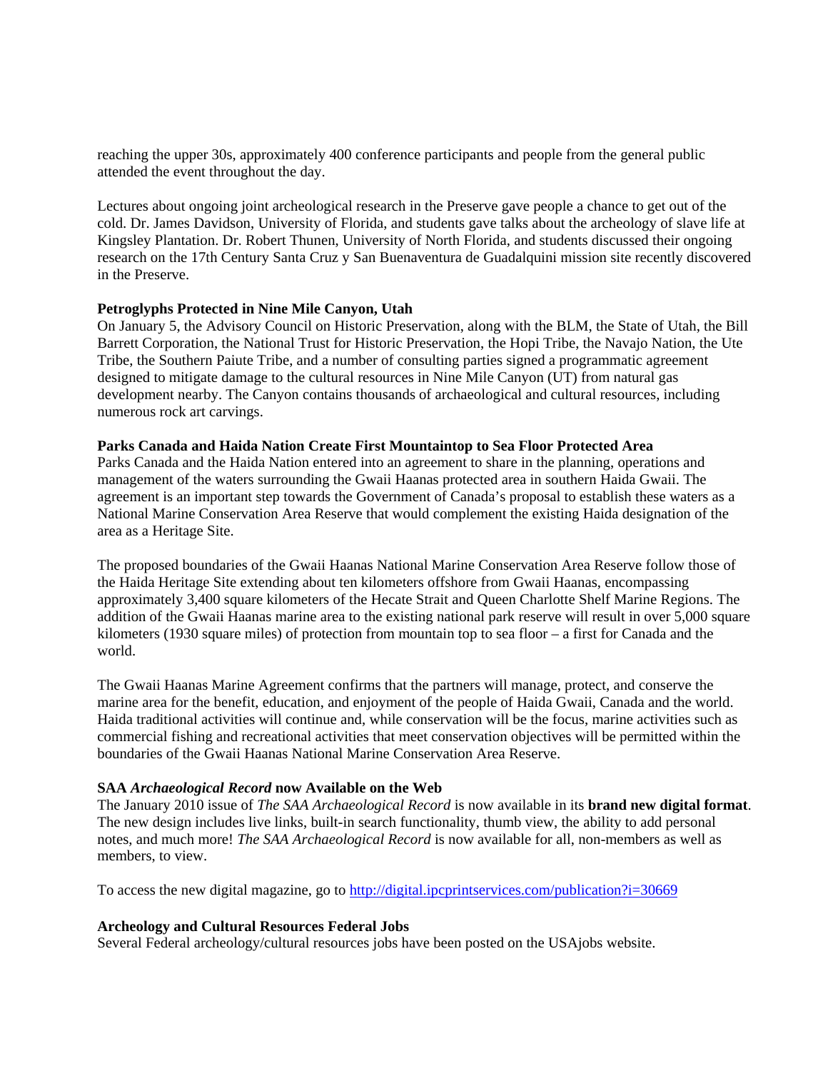reaching the upper 30s, approximately 400 conference participants and people from the general public attended the event throughout the day.

Lectures about ongoing joint archeological research in the Preserve gave people a chance to get out of the cold. Dr. James Davidson, University of Florida, and students gave talks about the archeology of slave life at Kingsley Plantation. Dr. Robert Thunen, University of North Florida, and students discussed their ongoing research on the 17th Century Santa Cruz y San Buenaventura de Guadalquini mission site recently discovered in the Preserve.

**Petroglyphs Protected in Nine Mile Canyon, Utah**

On January 5, the Advisory Council on Historic Preservation, along with the BLM, the State of Utah, the Bill Barrett Corporation, the National Trust for Historic Preservation, the Hopi Tribe, the Navajo Nation, the Ute Tribe, the Southern Paiute Tribe, and a number of consulting parties signed a programmatic agreement designed to mitigate damage to the cultural resources in Nine Mile Canyon (UT) from natural gas development nearby. The Canyon contains thousands of archaeological and cultural resources, including numerous rock art carvings.

**Parks Canada and Haida Nation Create First Mountaintop to Sea Floor Protected Area**

Parks Canada and the Haida Nation entered into an agreement to share in the planning, operations and management of the waters surrounding the Gwaii Haanas protected area in southern Haida Gwaii. The agreement is an important step towards the Government of Canada's proposal to establish these waters as a National Marine Conservation Area Reserve that would complement the existing Haida designation of the area as a Heritage Site.

The proposed boundaries of the Gwaii Haanas National Marine Conservation Area Reserve follow those of the Haida Heritage Site extending about ten kilometers offshore from Gwaii Haanas, encompassing approximately 3,400 square kilometers of the Hecate Strait and Queen Charlotte Shelf Marine Regions. The addition of the Gwaii Haanas marine area to the existing national park reserve will result in over 5,000 square kilometers (1930 square miles) of protection from mountain top to sea floor – a first for Canada and the world.

The Gwaii Haanas Marine Agreement confirms that the partners will manage, protect, and conserve the marine area for the benefit, education, and enjoyment of the people of Haida Gwaii, Canada and the world. Haida traditional activities will continue and, while conservation will be the focus, marine activities such as commercial fishing and recreational activities that meet conservation objectives will be permitted within the boundaries of the Gwaii Haanas National Marine Conservation Area Reserve.

**SAA *Archaeological Record* now Available on the Web**

The January 2010 issue of *The SAA Archaeological Record* is now available in its **brand new digital format**. The new design includes live links, built-in search functionality, thumb view, the ability to add personal notes, and much more! *The SAA Archaeological Record* is now available for all, non-members as well as members, to view.

To access the new digital magazine, go to http://digital.ipcprintservices.com/publication?i=30669

**Archeology and Cultural Resources Federal Jobs**

Several Federal archeology/cultural resources jobs have been posted on the USAjobs website.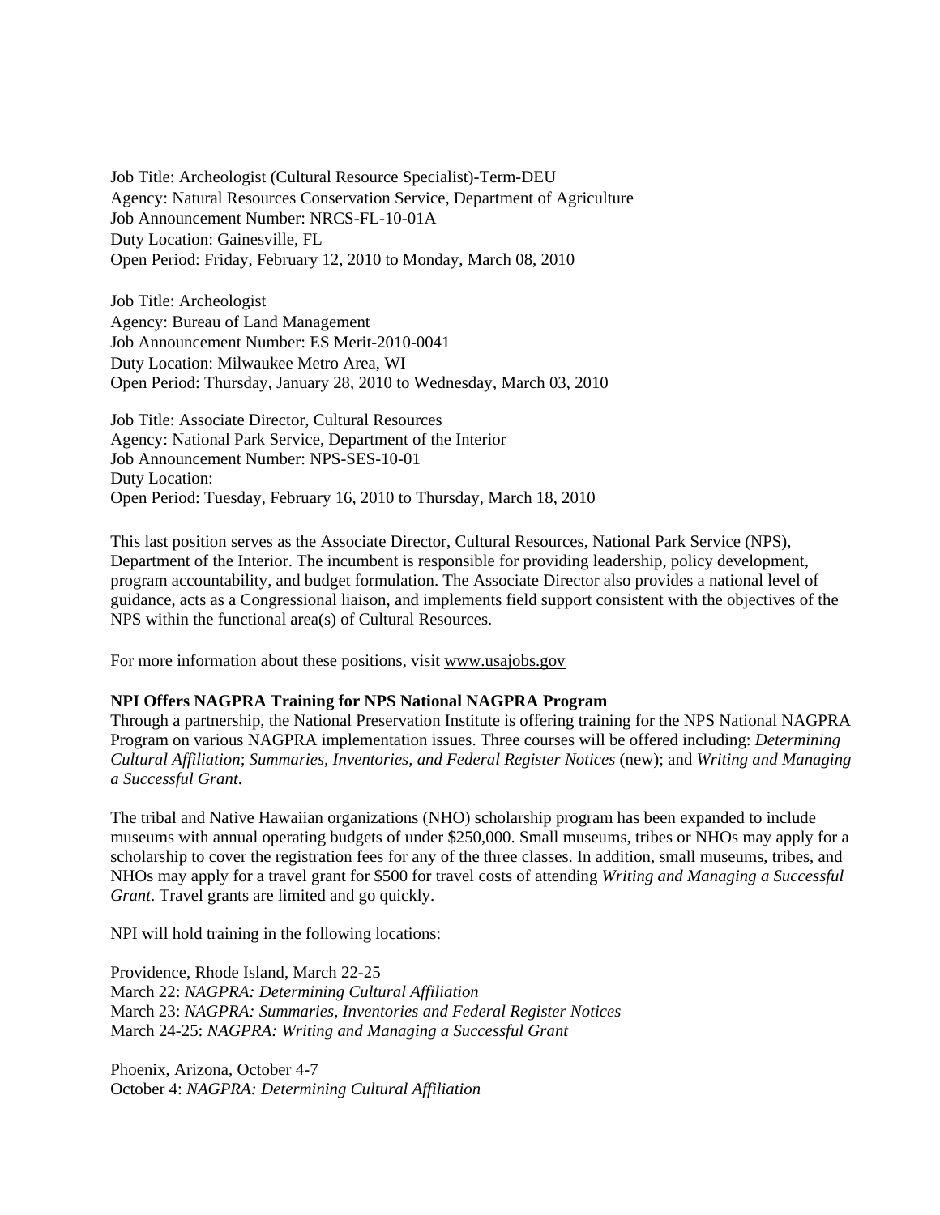Job Title: Archeologist (Cultural Resource Specialist)-Term-DEU
Agency: Natural Resources Conservation Service, Department of Agriculture
Job Announcement Number: NRCS-FL-10-01A
Duty Location: Gainesville, FL
Open Period: Friday, February 12, 2010 to Monday, March 08, 2010

Job Title: Archeologist
Agency: Bureau of Land Management
Job Announcement Number: ES Merit-2010-0041
Duty Location: Milwaukee Metro Area, WI
Open Period: Thursday, January 28, 2010 to Wednesday, March 03, 2010

Job Title: Associate Director, Cultural Resources
Agency: National Park Service, Department of the Interior
Job Announcement Number: NPS-SES-10-01
Duty Location:
Open Period: Tuesday, February 16, 2010 to Thursday, March 18, 2010

This last position serves as the Associate Director, Cultural Resources, National Park Service (NPS), Department of the Interior. The incumbent is responsible for providing leadership, policy development, program accountability, and budget formulation. The Associate Director also provides a national level of guidance, acts as a Congressional liaison, and implements field support consistent with the objectives of the NPS within the functional area(s) of Cultural Resources.

For more information about these positions, visit www.usajobs.gov

**NPI Offers NAGPRA Training for NPS National NAGPRA Program**
Through a partnership, the National Preservation Institute is offering training for the NPS National NAGPRA Program on various NAGPRA implementation issues. Three courses will be offered including: *Determining Cultural Affiliation*; *Summaries, Inventories, and Federal Register Notices* (new); and *Writing and Managing a Successful Grant*.

The tribal and Native Hawaiian organizations (NHO) scholarship program has been expanded to include museums with annual operating budgets of under $250,000. Small museums, tribes or NHOs may apply for a scholarship to cover the registration fees for any of the three classes. In addition, small museums, tribes, and NHOs may apply for a travel grant for $500 for travel costs of attending *Writing and Managing a Successful Grant*. Travel grants are limited and go quickly.

NPI will hold training in the following locations:

Providence, Rhode Island, March 22-25
March 22: *NAGPRA: Determining Cultural Affiliation*
March 23: *NAGPRA: Summaries, Inventories and Federal Register Notices*
March 24-25: *NAGPRA: Writing and Managing a Successful Grant*

Phoenix, Arizona, October 4-7
October 4: *NAGPRA: Determining Cultural Affiliation*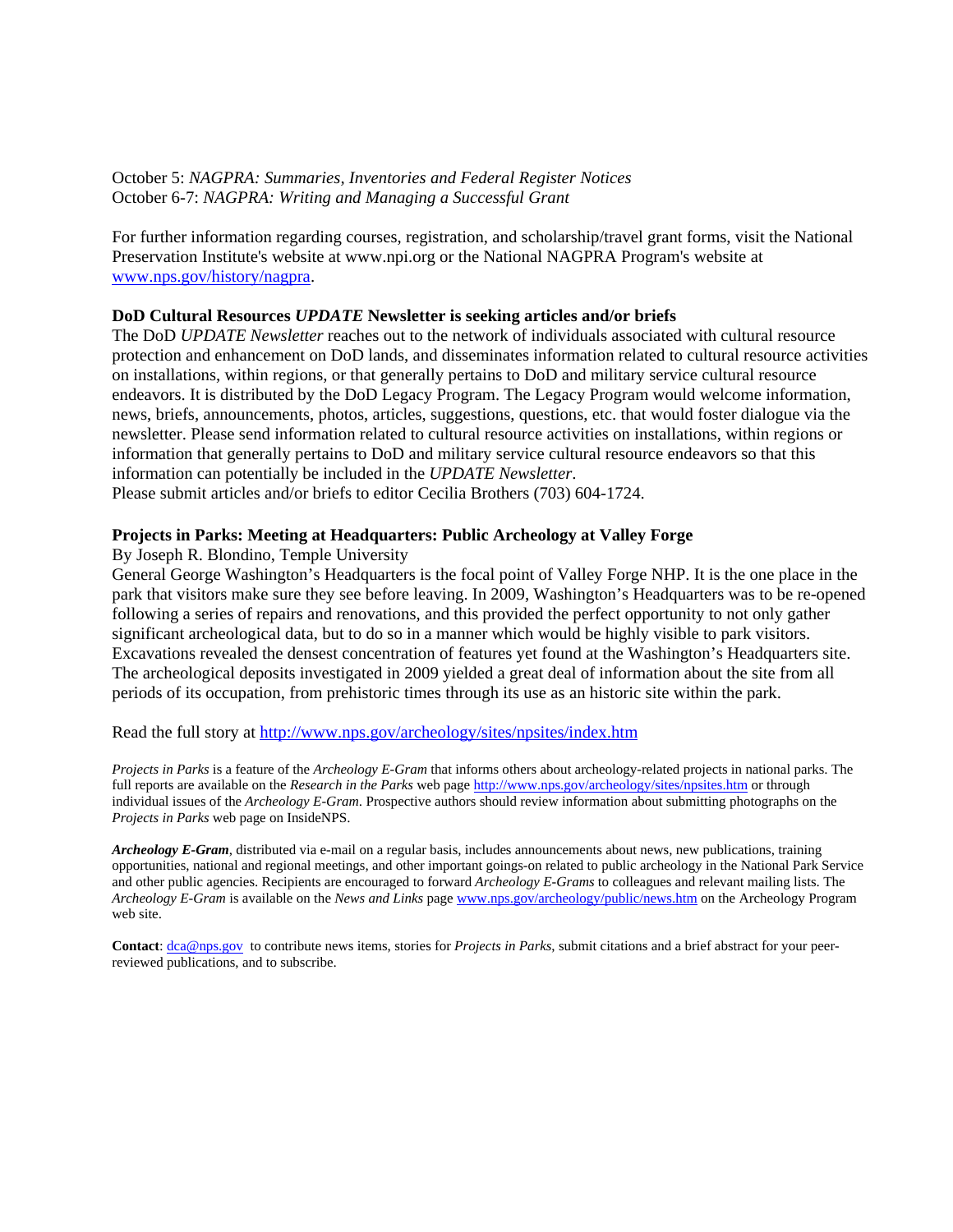October 5: *NAGPRA: Summaries, Inventories and Federal Register Notices*
October 6-7: *NAGPRA: Writing and Managing a Successful Grant*

For further information regarding courses, registration, and scholarship/travel grant forms, visit the National Preservation Institute's website at www.npi.org or the National NAGPRA Program's website at [www.nps.gov/history/nagpra](www.nps.gov/history/nagpra).

**DoD Cultural Resources *UPDATE* Newsletter is seeking articles and/or briefs**

The DoD *UPDATE Newsletter* reaches out to the network of individuals associated with cultural resource protection and enhancement on DoD lands, and disseminates information related to cultural resource activities on installations, within regions, or that generally pertains to DoD and military service cultural resource endeavors. It is distributed by the DoD Legacy Program. The Legacy Program would welcome information, news, briefs, announcements, photos, articles, suggestions, questions, etc. that would foster dialogue via the newsletter. Please send information related to cultural resource activities on installations, within regions or information that generally pertains to DoD and military service cultural resource endeavors so that this information can potentially be included in the *UPDATE Newsletter*.
Please submit articles and/or briefs to editor Cecilia Brothers (703) 604-1724.

**Projects in Parks: Meeting at Headquarters: Public Archeology at Valley Forge**

By Joseph R. Blondino, Temple University
General George Washington's Headquarters is the focal point of Valley Forge NHP. It is the one place in the park that visitors make sure they see before leaving. In 2009, Washington's Headquarters was to be re-opened following a series of repairs and renovations, and this provided the perfect opportunity to not only gather significant archeological data, but to do so in a manner which would be highly visible to park visitors. Excavations revealed the densest concentration of features yet found at the Washington's Headquarters site. The archeological deposits investigated in 2009 yielded a great deal of information about the site from all periods of its occupation, from prehistoric times through its use as an historic site within the park.

Read the full story at [http://www.nps.gov/archeology/sites/npsites/index.htm](http://www.nps.gov/archeology/sites/npsites/index.htm)

*Projects in Parks* is a feature of the *Archeology E-Gram* that informs others about archeology-related projects in national parks. The full reports are available on the *Research in the Parks* web page [http://www.nps.gov/archeology/sites/npsites.htm](http://www.nps.gov/archeology/sites/npsites.htm) or through individual issues of the *Archeology E-Gram*. Prospective authors should review information about submitting photographs on the *Projects in Parks* web page on InsideNPS.

***Archeology E-Gram***, distributed via e-mail on a regular basis, includes announcements about news, new publications, training opportunities, national and regional meetings, and other important goings-on related to public archeology in the National Park Service and other public agencies. Recipients are encouraged to forward *Archeology E-Grams* to colleagues and relevant mailing lists. The *Archeology E-Gram* is available on the *News and Links* page [www.nps.gov/archeology/public/news.htm](www.nps.gov/archeology/public/news.htm) on the Archeology Program web site.

**Contact**: [dca@nps.gov](mailto:dca@nps.gov) to contribute news items, stories for *Projects in Parks*, submit citations and a brief abstract for your peer-reviewed publications, and to subscribe.